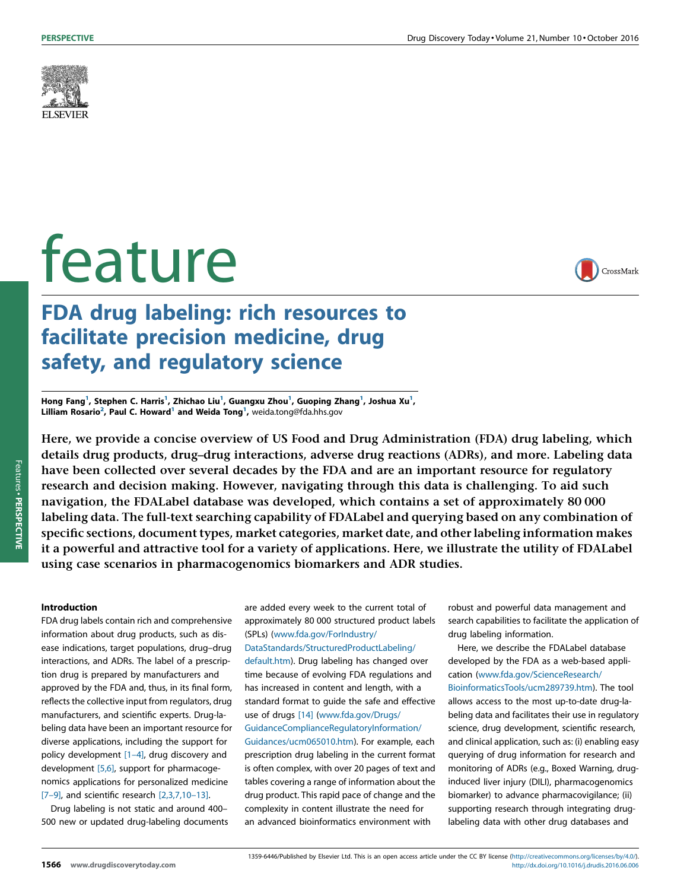# feature

# FDA drug labeling: rich resources to facilitate precision medicine, drug safety, and regulatory science

**Hong Fang[1], Stephen C. Harris[1], Zhichao Liu[1], Guangxu Zhou[1], Guoping Zhang[1], Joshua Xu[1], Lilliam Rosario[2], Paul C. Howard[1] and Weida Tong[1]**, weida.tong@fda.hhs.gov

**Here, we provide a concise overview of US Food and Drug Administration (FDA) drug labeling, which details drug products, drug–drug interactions, adverse drug reactions (ADRs), and more. Labeling data have been collected over several decades by the FDA and are an important resource for regulatory research and decision making. However, navigating through this data is challenging. To aid such navigation, the FDALabel database was developed, which contains a set of approximately 80 000 labeling data. The full-text searching capability of FDALabel and querying based on any combination of specific sections, document types, market categories, market date, and other labeling information makes it a powerful and attractive tool for a variety of applications. Here, we illustrate the utility of FDALabel using case scenarios in pharmacogenomics biomarkers and ADR studies.**

## Introduction

FDA drug labels contain rich and comprehensive information about drug products, such as disease indications, target populations, drug–drug interactions, and ADRs. The label of a prescription drug is prepared by manufacturers and approved by the FDA and, thus, in its final form, reflects the collective input from regulators, drug manufacturers, and scientific experts. Drug-labeling data have been an important resource for diverse applications, including the support for policy development [1–4], drug discovery and development [5,6], support for pharmacogenomics applications for personalized medicine [7–9], and scientific research [2,3,7,10–13].

Drug labeling is not static and around 400–500 new or updated drug-labeling documents are added every week to the current total of approximately 80 000 structured product labels (SPLs) (www.fda.gov/ForIndustry/DataStandards/StructuredProductLabeling/default.htm). Drug labeling has changed over time because of evolving FDA regulations and has increased in content and length, with a standard format to guide the safe and effective use of drugs [14] (www.fda.gov/Drugs/GuidanceComplianceRegulatoryInformation/Guidances/ucm065010.htm). For example, each prescription drug labeling in the current format is often complex, with over 20 pages of text and tables covering a range of information about the drug product. This rapid pace of change and the complexity in content illustrate the need for an advanced bioinformatics environment with robust and powerful data management and search capabilities to facilitate the application of drug labeling information.

Here, we describe the FDALabel database developed by the FDA as a web-based application (www.fda.gov/ScienceResearch/BioinformaticsTools/ucm289739.htm). The tool allows access to the most up-to-date drug-labeling data and facilitates their use in regulatory science, drug development, scientific research, and clinical application, such as: (i) enabling easy querying of drug information for research and monitoring of ADRs (e.g., Boxed Warning, drug-induced liver injury (DILI), pharmacogenomics biomarker) to advance pharmacovigilance; (ii) supporting research through integrating drug-labeling data with other drug databases and

1359-6446/Published by Elsevier Ltd. This is an open access article under the CC BY license (http://creativecommons.org/licenses/by/4.0/). http://dx.doi.org/10.1016/j.drudis.2016.06.006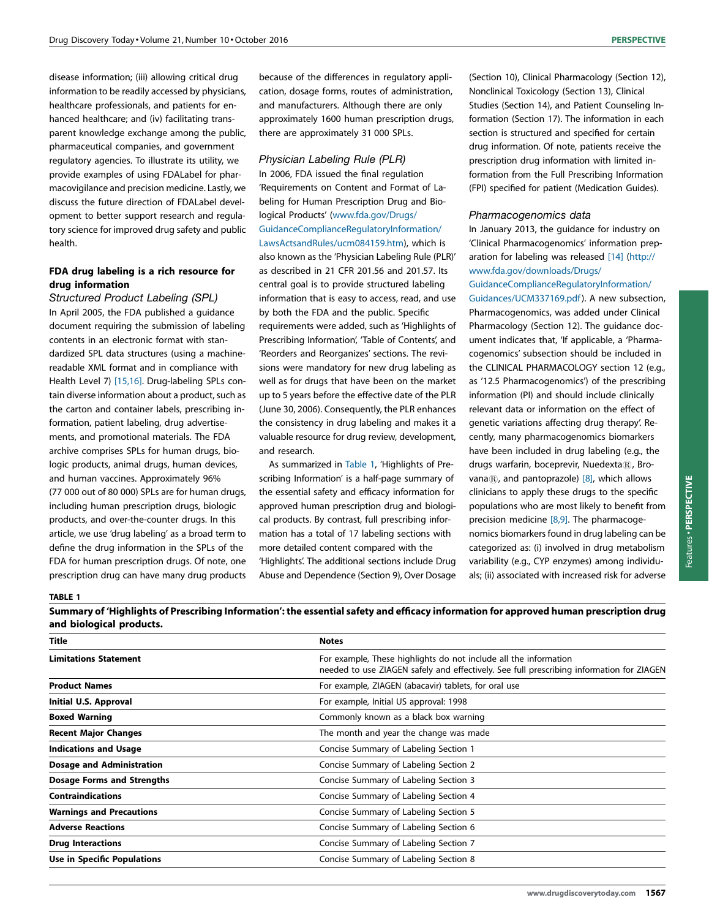disease information; (iii) allowing critical drug information to be readily accessed by physicians, healthcare professionals, and patients for enhanced healthcare; and (iv) facilitating transparent knowledge exchange among the public, pharmaceutical companies, and government regulatory agencies. To illustrate its utility, we provide examples of using FDALabel for pharmacovigilance and precision medicine. Lastly, we discuss the future direction of FDALabel development to better support research and regulatory science for improved drug safety and public health.

## FDA drug labeling is a rich resource for drug information

### *Structured Product Labeling (SPL)*

In April 2005, the FDA published a guidance document requiring the submission of labeling contents in an electronic format with standardized SPL data structures (using a machine-readable XML format and in compliance with Health Level 7) [15,16]. Drug-labeling SPLs contain diverse information about a product, such as the carton and container labels, prescribing information, patient labeling, drug advertisements, and promotional materials. The FDA archive comprises SPLs for human drugs, biologic products, animal drugs, human devices, and human vaccines. Approximately 96% (77 000 out of 80 000) SPLs are for human drugs, including human prescription drugs, biologic products, and over-the-counter drugs. In this article, we use 'drug labeling' as a broad term to define the drug information in the SPLs of the FDA for human prescription drugs. Of note, one prescription drug can have many drug products because of the differences in regulatory application, dosage forms, routes of administration, and manufacturers. Although there are only approximately 1600 human prescription drugs, there are approximately 31 000 SPLs.

### *Physician Labeling Rule (PLR)*

In 2006, FDA issued the final regulation 'Requirements on Content and Format of Labeling for Human Prescription Drug and Biological Products' (www.fda.gov/Drugs/GuidanceComplianceRegulatoryInformation/LawsActsandRules/ucm084159.htm), which is also known as the 'Physician Labeling Rule (PLR)' as described in 21 CFR 201.56 and 201.57. Its central goal is to provide structured labeling information that is easy to access, read, and use by both the FDA and the public. Specific requirements were added, such as 'Highlights of Prescribing Information', 'Table of Contents', and 'Reorders and Reorganizes' sections. The revisions were mandatory for new drug labeling as well as for drugs that have been on the market up to 5 years before the effective date of the PLR (June 30, 2006). Consequently, the PLR enhances the consistency in drug labeling and makes it a valuable resource for drug review, development, and research.

As summarized in Table 1, 'Highlights of Prescribing Information' is a half-page summary of the essential safety and efficacy information for approved human prescription drug and biological products. By contrast, full prescribing information has a total of 17 labeling sections with more detailed content compared with the 'Highlights'. The additional sections include Drug Abuse and Dependence (Section 9), Over Dosage (Section 10), Clinical Pharmacology (Section 12), Nonclinical Toxicology (Section 13), Clinical Studies (Section 14), and Patient Counseling Information (Section 17). The information in each section is structured and specified for certain drug information. Of note, patients receive the prescription drug information with limited information from the Full Prescribing Information (FPI) specified for patient (Medication Guides).

### *Pharmacogenomics data*

In January 2013, the guidance for industry on 'Clinical Pharmacogenomics' information preparation for labeling was released [14] (http://www.fda.gov/downloads/Drugs/GuidanceComplianceRegulatoryInformation/Guidances/UCM337169.pdf). A new subsection, Pharmacogenomics, was added under Clinical Pharmacology (Section 12). The guidance document indicates that, 'If applicable, a 'Pharmacogenomics' subsection should be included in the CLINICAL PHARMACOLOGY section 12 (e.g., as '12.5 Pharmacogenomics') of the prescribing information (PI) and should include clinically relevant data or information on the effect of genetic variations affecting drug therapy'. Recently, many pharmacogenomics biomarkers have been included in drug labeling (e.g., the drugs warfarin, boceprevir, Nuedexta®, Brovana®, and pantoprazole) [8], which allows clinicians to apply these drugs to the specific populations who are most likely to benefit from precision medicine [8,9]. The pharmacogenomics biomarkers found in drug labeling can be categorized as: (i) involved in drug metabolism variability (e.g., CYP enzymes) among individuals; (ii) associated with increased risk for adverse

**TABLE 1**

**Summary of 'Highlights of Prescribing Information': the essential safety and efficacy information for approved human prescription drug and biological products.**

| Title | Notes |
|---|---|
| **Limitations Statement** | For example, These highlights do not include all the information needed to use ZIAGEN safely and effectively. See full prescribing information for ZIAGEN |
| **Product Names** | For example, ZIAGEN (abacavir) tablets, for oral use |
| **Initial U.S. Approval** | For example, Initial US approval: 1998 |
| **Boxed Warning** | Commonly known as a black box warning |
| **Recent Major Changes** | The month and year the change was made |
| **Indications and Usage** | Concise Summary of Labeling Section 1 |
| **Dosage and Administration** | Concise Summary of Labeling Section 2 |
| **Dosage Forms and Strengths** | Concise Summary of Labeling Section 3 |
| **Contraindications** | Concise Summary of Labeling Section 4 |
| **Warnings and Precautions** | Concise Summary of Labeling Section 5 |
| **Adverse Reactions** | Concise Summary of Labeling Section 6 |
| **Drug Interactions** | Concise Summary of Labeling Section 7 |
| **Use in Specific Populations** | Concise Summary of Labeling Section 8 |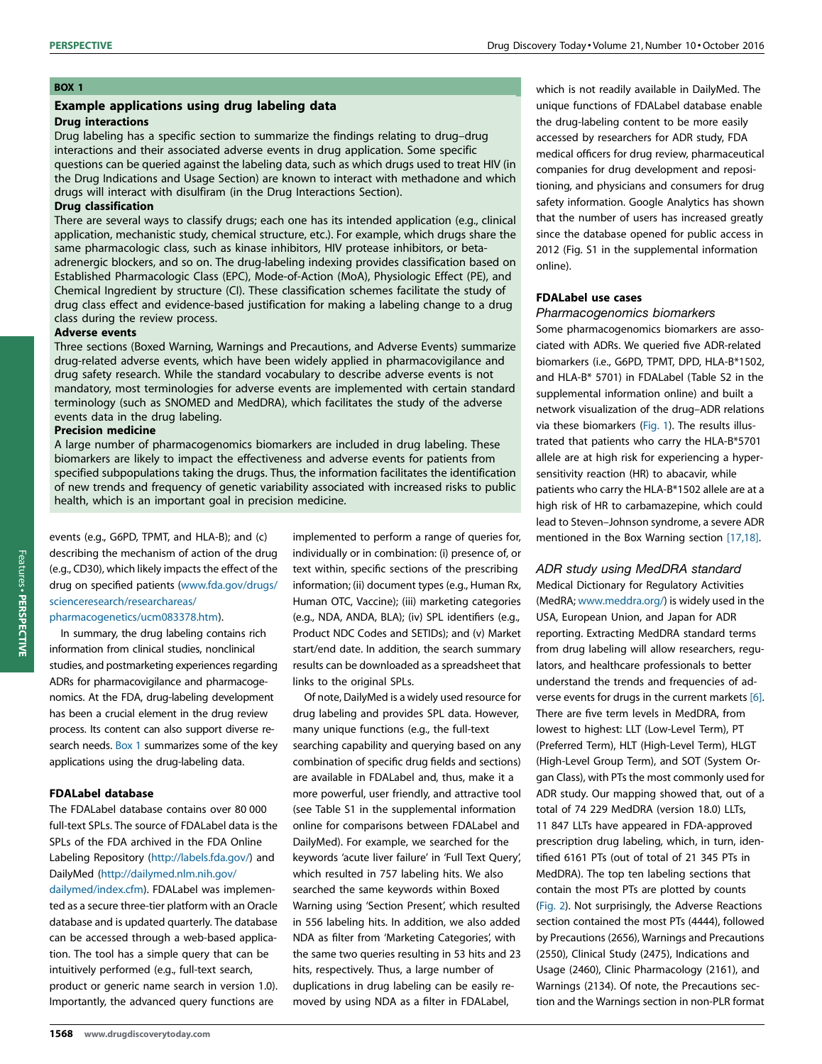## BOX 1

### Example applications using drug labeling data

**Drug interactions**

Drug labeling has a specific section to summarize the findings relating to drug–drug interactions and their associated adverse events in drug application. Some specific questions can be queried against the labeling data, such as which drugs used to treat HIV (in the Drug Indications and Usage Section) are known to interact with methadone and which drugs will interact with disulfiram (in the Drug Interactions Section).

**Drug classification**

There are several ways to classify drugs; each one has its intended application (e.g., clinical application, mechanistic study, chemical structure, etc.). For example, which drugs share the same pharmacologic class, such as kinase inhibitors, HIV protease inhibitors, or beta-adrenergic blockers, and so on. The drug-labeling indexing provides classification based on Established Pharmacologic Class (EPC), Mode-of-Action (MoA), Physiologic Effect (PE), and Chemical Ingredient by structure (CI). These classification schemes facilitate the study of drug class effect and evidence-based justification for making a labeling change to a drug class during the review process.

**Adverse events**

Three sections (Boxed Warning, Warnings and Precautions, and Adverse Events) summarize drug-related adverse events, which have been widely applied in pharmacovigilance and drug safety research. While the standard vocabulary to describe adverse events is not mandatory, most terminologies for adverse events are implemented with certain standard terminology (such as SNOMED and MedDRA), which facilitates the study of the adverse events data in the drug labeling.

**Precision medicine**

A large number of pharmacogenomics biomarkers are included in drug labeling. These biomarkers are likely to impact the effectiveness and adverse events for patients from specified subpopulations taking the drugs. Thus, the information facilitates the identification of new trends and frequency of genetic variability associated with increased risks to public health, which is an important goal in precision medicine.

events (e.g., G6PD, TPMT, and HLA-B); and (c) describing the mechanism of action of the drug (e.g., CD30), which likely impacts the effect of the drug on specified patients (www.fda.gov/drugs/scienceresearch/researchareas/pharmacogenetics/ucm083378.htm).

In summary, the drug labeling contains rich information from clinical studies, nonclinical studies, and postmarketing experiences regarding ADRs for pharmacovigilance and pharmacogenomics. At the FDA, drug-labeling development has been a crucial element in the drug review process. Its content can also support diverse research needs. Box 1 summarizes some of the key applications using the drug-labeling data.

### FDALabel database

The FDALabel database contains over 80 000 full-text SPLs. The source of FDALabel data is the SPLs of the FDA archived in the FDA Online Labeling Repository (http://labels.fda.gov/) and DailyMed (http://dailymed.nlm.nih.gov/dailymed/index.cfm). FDALabel was implemented as a secure three-tier platform with an Oracle database and is updated quarterly. The database can be accessed through a web-based application. The tool has a simple query that can be intuitively performed (e.g., full-text search, product or generic name search in version 1.0). Importantly, the advanced query functions are implemented to perform a range of queries for, individually or in combination: (i) presence of, or text within, specific sections of the prescribing information; (ii) document types (e.g., Human Rx, Human OTC, Vaccine); (iii) marketing categories (e.g., NDA, ANDA, BLA); (iv) SPL identifiers (e.g., Product NDC Codes and SETIDs); and (v) Market start/end date. In addition, the search summary results can be downloaded as a spreadsheet that links to the original SPLs.

Of note, DailyMed is a widely used resource for drug labeling and provides SPL data. However, many unique functions (e.g., the full-text searching capability and querying based on any combination of specific drug fields and sections) are available in FDALabel and, thus, make it a more powerful, user friendly, and attractive tool (see Table S1 in the supplemental information online for comparisons between FDALabel and DailyMed). For example, we searched for the keywords 'acute liver failure' in 'Full Text Query', which resulted in 757 labeling hits. We also searched the same keywords within Boxed Warning using 'Section Present', which resulted in 556 labeling hits. In addition, we also added NDA as filter from 'Marketing Categories', with the same two queries resulting in 53 hits and 23 hits, respectively. Thus, a large number of duplications in drug labeling can be easily removed by using NDA as a filter in FDALabel, which is not readily available in DailyMed. The unique functions of FDALabel database enable the drug-labeling content to be more easily accessed by researchers for ADR study, FDA medical officers for drug review, pharmaceutical companies for drug development and repositioning, and physicians and consumers for drug safety information. Google Analytics has shown that the number of users has increased greatly since the database opened for public access in 2012 (Fig. S1 in the supplemental information online).

### FDALabel use cases

#### *Pharmacogenomics biomarkers*

Some pharmacogenomics biomarkers are associated with ADRs. We queried five ADR-related biomarkers (i.e., G6PD, TPMT, DPD, HLA-B*1502, and HLA-B* 5701) in FDALabel (Table S2 in the supplemental information online) and built a network visualization of the drug–ADR relations via these biomarkers (Fig. 1). The results illustrated that patients who carry the HLA-B*5701 allele are at high risk for experiencing a hypersensitivity reaction (HR) to abacavir, while patients who carry the HLA-B*1502 allele are at a high risk of HR to carbamazepine, which could lead to Steven–Johnson syndrome, a severe ADR mentioned in the Box Warning section [17,18].

#### *ADR study using MedDRA standard*

Medical Dictionary for Regulatory Activities (MedRA; www.meddra.org/) is widely used in the USA, European Union, and Japan for ADR reporting. Extracting MedDRA standard terms from drug labeling will allow researchers, regulators, and healthcare professionals to better understand the trends and frequencies of adverse events for drugs in the current markets [6]. There are five term levels in MedDRA, from lowest to highest: LLT (Low-Level Term), PT (Preferred Term), HLT (High-Level Term), HLGT (High-Level Group Term), and SOT (System Organ Class), with PTs the most commonly used for ADR study. Our mapping showed that, out of a total of 74 229 MedDRA (version 18.0) LLTs, 11 847 LLTs have appeared in FDA-approved prescription drug labeling, which, in turn, identified 6161 PTs (out of total of 21 345 PTs in MedDRA). The top ten labeling sections that contain the most PTs are plotted by counts (Fig. 2). Not surprisingly, the Adverse Reactions section contained the most PTs (4444), followed by Precautions (2656), Warnings and Precautions (2550), Clinical Study (2475), Indications and Usage (2460), Clinic Pharmacology (2161), and Warnings (2134). Of note, the Precautions section and the Warnings section in non-PLR format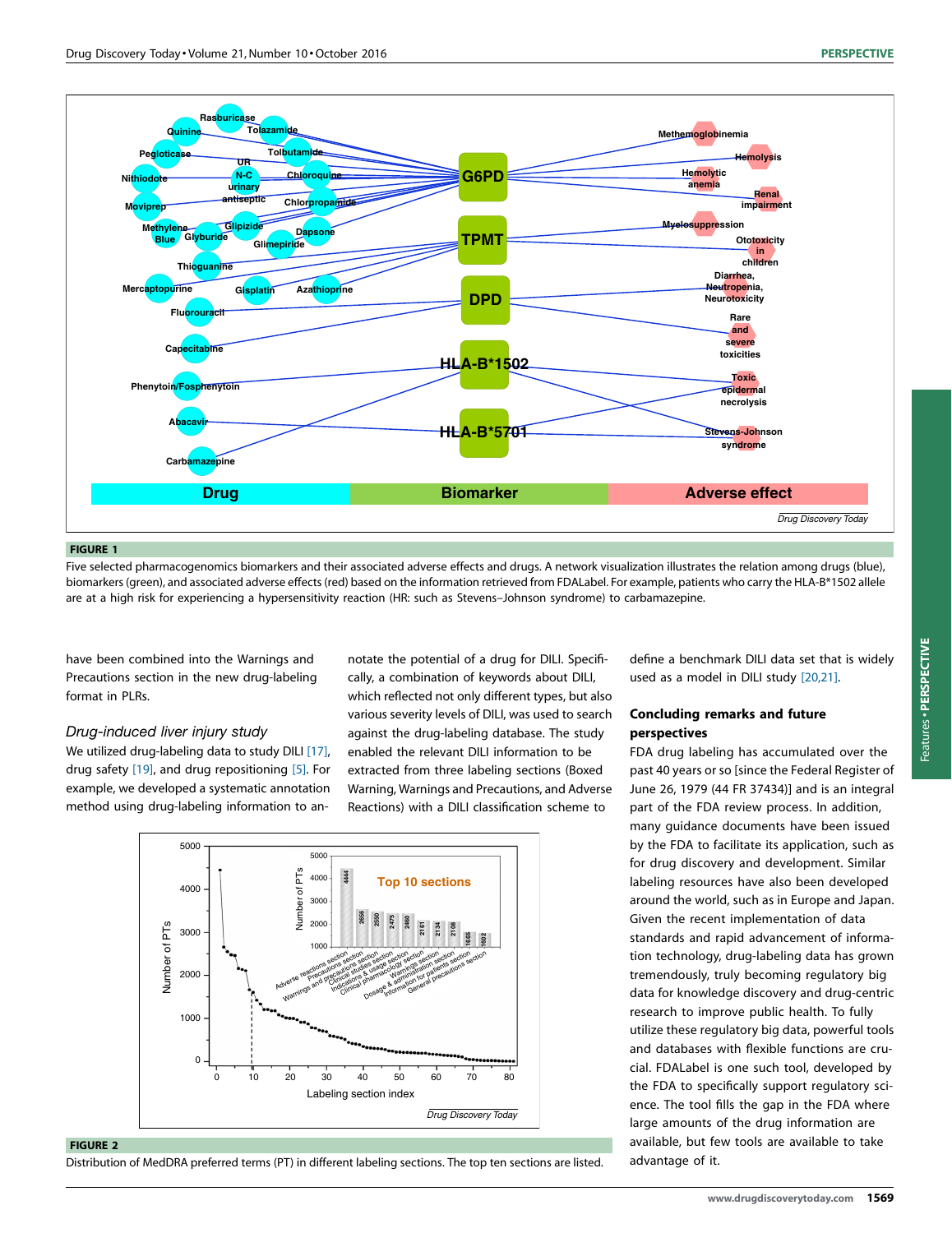**FIGURE 1**

Five selected pharmacogenomics biomarkers and their associated adverse effects and drugs. A network visualization illustrates the relation among drugs (blue), biomarkers (green), and associated adverse effects (red) based on the information retrieved from FDALabel. For example, patients who carry the HLA-B*1502 allele are at a high risk for experiencing a hypersensitivity reaction (HR: such as Stevens–Johnson syndrome) to carbamazepine.

have been combined into the Warnings and Precautions section in the new drug-labeling format in PLRs.

### *Drug-induced liver injury study*

We utilized drug-labeling data to study DILI [17], drug safety [19], and drug repositioning [5]. For example, we developed a systematic annotation method using drug-labeling information to annotate the potential of a drug for DILI. Specifically, a combination of keywords about DILI, which reflected not only different types, but also various severity levels of DILI, was used to search against the drug-labeling database. The study enabled the relevant DILI information to be extracted from three labeling sections (Boxed Warning, Warnings and Precautions, and Adverse Reactions) with a DILI classification scheme to define a benchmark DILI data set that is widely used as a model in DILI study [20,21].

**FIGURE 2**

Distribution of MedDRA preferred terms (PT) in different labeling sections. The top ten sections are listed.

## Concluding remarks and future perspectives

FDA drug labeling has accumulated over the past 40 years or so [since the Federal Register of June 26, 1979 (44 FR 37434)] and is an integral part of the FDA review process. In addition, many guidance documents have been issued by the FDA to facilitate its application, such as for drug discovery and development. Similar labeling resources have also been developed around the world, such as in Europe and Japan. Given the recent implementation of data standards and rapid advancement of information technology, drug-labeling data has grown tremendously, truly becoming regulatory big data for knowledge discovery and drug-centric research to improve public health. To fully utilize these regulatory big data, powerful tools and databases with flexible functions are crucial. FDALabel is one such tool, developed by the FDA to specifically support regulatory science. The tool fills the gap in the FDA where large amounts of the drug information are available, but few tools are available to take advantage of it.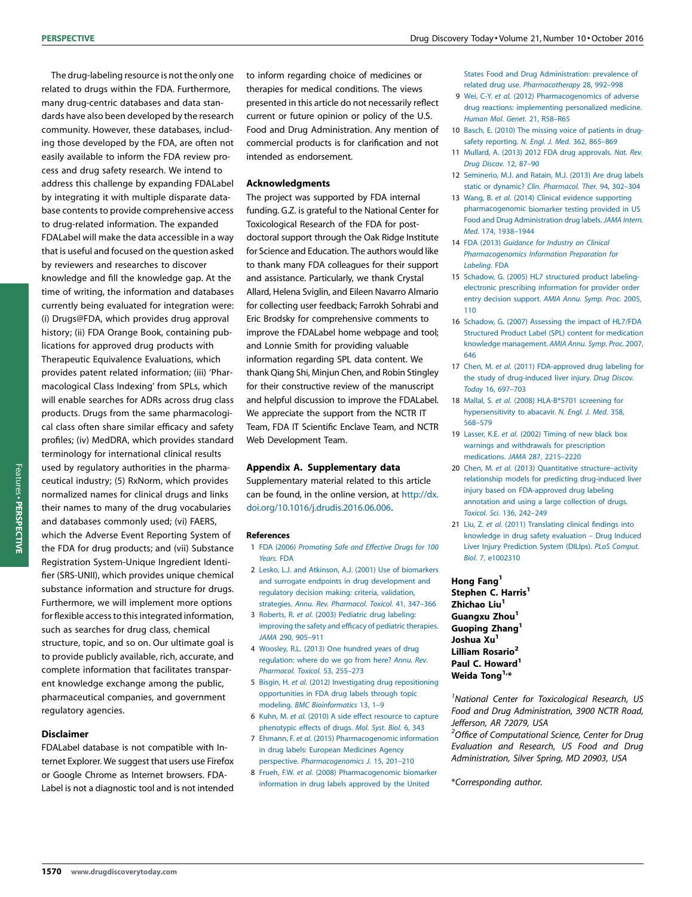The drug-labeling resource is not the only one related to drugs within the FDA. Furthermore, many drug-centric databases and data standards have also been developed by the research community. However, these databases, including those developed by the FDA, are often not easily available to inform the FDA review process and drug safety research. We intend to address this challenge by expanding FDALabel by integrating it with multiple disparate database contents to provide comprehensive access to drug-related information. The expanded FDALabel will make the data accessible in a way that is useful and focused on the question asked by reviewers and researches to discover knowledge and fill the knowledge gap. At the time of writing, the information and databases currently being evaluated for integration were: (i) Drugs@FDA, which provides drug approval history; (ii) FDA Orange Book, containing publications for approved drug products with Therapeutic Equivalence Evaluations, which provides patent related information; (iii) 'Pharmacological Class Indexing' from SPLs, which will enable searches for ADRs across drug class products. Drugs from the same pharmacological class often share similar efficacy and safety profiles; (iv) MedDRA, which provides standard terminology for international clinical results used by regulatory authorities in the pharmaceutical industry; (5) RxNorm, which provides normalized names for clinical drugs and links their names to many of the drug vocabularies and databases commonly used; (vi) FAERS, which the Adverse Event Reporting System of the FDA for drug products; and (vii) Substance Registration System-Unique Ingredient Identifier (SRS-UNII), which provides unique chemical substance information and structure for drugs. Furthermore, we will implement more options for flexible access to this integrated information, such as searches for drug class, chemical structure, topic, and so on. Our ultimate goal is to provide publicly available, rich, accurate, and complete information that facilitates transparent knowledge exchange among the public, pharmaceutical companies, and government regulatory agencies.

## Disclaimer

FDALabel database is not compatible with Internet Explorer. We suggest that users use Firefox or Google Chrome as Internet browsers. FDALabel is not a diagnostic tool and is not intended to inform regarding choice of medicines or therapies for medical conditions. The views presented in this article do not necessarily reflect current or future opinion or policy of the U.S. Food and Drug Administration. Any mention of commercial products is for clarification and not intended as endorsement.

## Acknowledgments

The project was supported by FDA internal funding. G.Z. is grateful to the National Center for Toxicological Research of the FDA for postdoctoral support through the Oak Ridge Institute for Science and Education. The authors would like to thank many FDA colleagues for their support and assistance. Particularly, we thank Crystal Allard, Helena Sviglin, and Eileen Navarro Almario for collecting user feedback; Farrokh Sohrabi and Eric Brodsky for comprehensive comments to improve the FDALabel home webpage and tool; and Lonnie Smith for providing valuable information regarding SPL data content. We thank Qiang Shi, Minjun Chen, and Robin Stingley for their constructive review of the manuscript and helpful discussion to improve the FDALabel. We appreciate the support from the NCTR IT Team, FDA IT Scientific Enclave Team, and NCTR Web Development Team.

## Appendix A. Supplementary data

Supplementary material related to this article can be found, in the online version, at http://dx.doi.org/10.1016/j.drudis.2016.06.006.

## References

1. FDA (2006) *Promoting Safe and Effective Drugs for 100 Years.* FDA
2. Lesko, L.J. and Atkinson, A.J. (2001) Use of biomarkers and surrogate endpoints in drug development and regulatory decision making: criteria, validation, strategies. *Annu. Rev. Pharmacol. Toxicol.* 41, 347–366
3. Roberts, R. *et al.* (2003) Pediatric drug labeling: improving the safety and efficacy of pediatric therapies. *JAMA* 290, 905–911
4. Woosley, R.L. (2013) One hundred years of drug regulation: where do we go from here? *Annu. Rev. Pharmacol. Toxicol.* 53, 255–273
5. Bisgin, H. *et al.* (2012) Investigating drug repositioning opportunities in FDA drug labels through topic modeling. *BMC Bioinformatics* 13, 1–9
6. Kuhn, M. *et al.* (2010) A side effect resource to capture phenotypic effects of drugs. *Mol. Syst. Biol.* 6, 343
7. Ehmann, F. *et al.* (2015) Pharmacogenomic information in drug labels: European Medicines Agency perspective. *Pharmacogenomics J.* 15, 201–210
8. Frueh, F.W. *et al.* (2008) Pharmacogenomic biomarker information in drug labels approved by the United States Food and Drug Administration: prevalence of related drug use. *Pharmacotherapy* 28, 992–998
9. Wei, C-Y. *et al.* (2012) Pharmacogenomics of adverse drug reactions: implementing personalized medicine. *Human Mol. Genet.* 21, R58–R65
10. Basch, E. (2010) The missing voice of patients in drug-safety reporting. *N. Engl. J. Med.* 362, 865–869
11. Mullard, A. (2013) 2012 FDA drug approvals. *Nat. Rev. Drug Discov.* 12, 87–90
12. Seminerio, M.J. and Ratain, M.J. (2013) Are drug labels static or dynamic? *Clin. Pharmacol. Ther.* 94, 302–304
13. Wang, B. *et al.* (2014) Clinical evidence supporting pharmacogenomic biomarker testing provided in US Food and Drug Administration drug labels. *JAMA Intern. Med.* 174, 1938–1944
14. FDA (2013) *Guidance for Industry on Clinical Pharmacogenomics Information Preparation for Labeling.* FDA
15. Schadow, G. (2005) HL7 structured product labeling-electronic prescribing information for provider order entry decision support. *AMIA Annu. Symp. Proc.* 2005, 110
16. Schadow, G. (2007) Assessing the impact of HL7/FDA Structured Product Label (SPL) content for medication knowledge management. *AMIA Annu. Symp. Proc.* 2007, 646
17. Chen, M. *et al.* (2011) FDA-approved drug labeling for the study of drug-induced liver injury. *Drug Discov. Today* 16, 697–703
18. Mallal, S. *et al.* (2008) HLA-B*5701 screening for hypersensitivity to abacavir. *N. Engl. J. Med.* 358, 568–579
19. Lasser, K.E. *et al.* (2002) Timing of new black box warnings and withdrawals for prescription medications. *JAMA* 287, 2215–2220
20. Chen, M. *et al.* (2013) Quantitative structure–activity relationship models for predicting drug-induced liver injury based on FDA-approved drug labeling annotation and using a large collection of drugs. *Toxicol. Sci.* 136, 242–249
21. Liu, Z. *et al.* (2011) Translating clinical findings into knowledge in drug safety evaluation – Drug Induced Liver Injury Prediction System (DILIps). *PLoS Comput. Biol.* 7, e1002310

**Hong Fang[1]**
**Stephen C. Harris[1]**
**Zhichao Liu[1]**
**Guangxu Zhou[1]**
**Guoping Zhang[1]**
**Joshua Xu[1]**
**Lilliam Rosario[2]**
**Paul C. Howard[1]**
**Weida Tong[1,*]**

*[1]National Center for Toxicological Research, US Food and Drug Administration, 3900 NCTR Road, Jefferson, AR 72079, USA*
*[2]Office of Computational Science, Center for Drug Evaluation and Research, US Food and Drug Administration, Silver Spring, MD 20903, USA*

*Corresponding author.